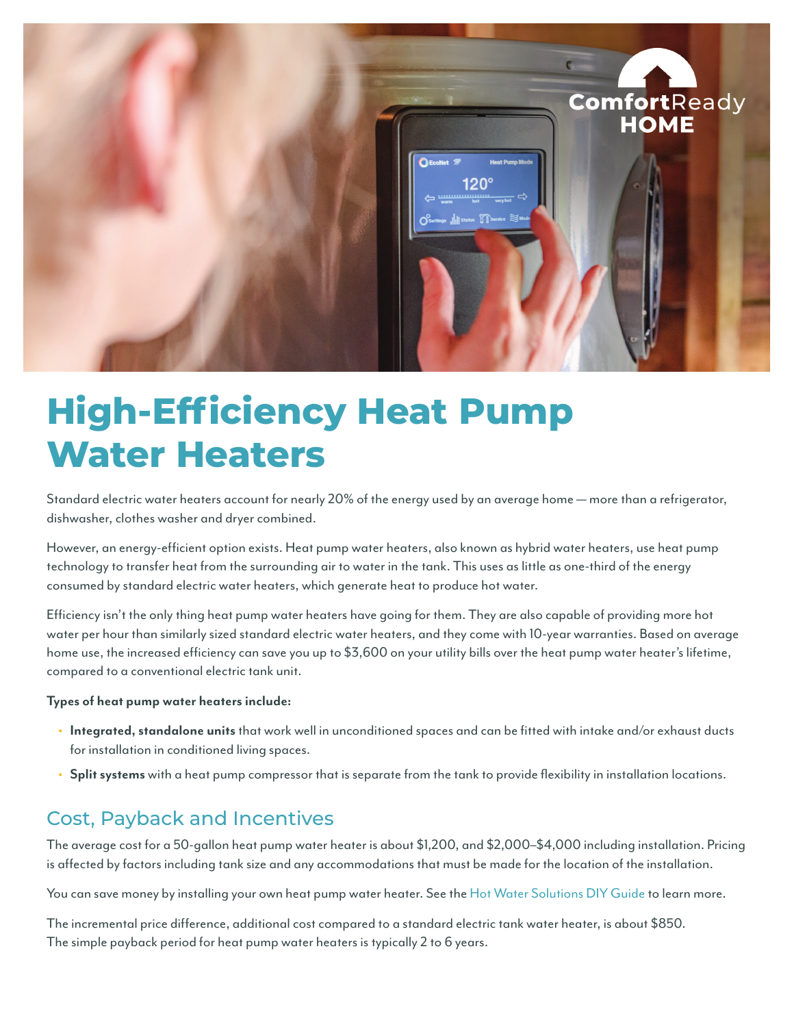# High-Efficiency Heat Pump Water Heaters

Standard electric water heaters account for nearly 20% of the energy used by an average home — more than a refrigerator, dishwasher, clothes washer and dryer combined.

However, an energy-efficient option exists. Heat pump water heaters, also known as hybrid water heaters, use heat pump technology to transfer heat from the surrounding air to water in the tank. This uses as little as one-third of the energy consumed by standard electric water heaters, which generate heat to produce hot water.

Efficiency isn't the only thing heat pump water heaters have going for them. They are also capable of providing more hot water per hour than similarly sized standard electric water heaters, and they come with 10-year warranties. Based on average home use, the increased efficiency can save you up to $3,600 on your utility bills over the heat pump water heater's lifetime, compared to a conventional electric tank unit.

**Types of heat pump water heaters include:**

- **Integrated, standalone units** that work well in unconditioned spaces and can be fitted with intake and/or exhaust ducts for installation in conditioned living spaces.
- **Split systems** with a heat pump compressor that is separate from the tank to provide flexibility in installation locations.

## Cost, Payback and Incentives

The average cost for a 50-gallon heat pump water heater is about $1,200, and $2,000–$4,000 including installation. Pricing is affected by factors including tank size and any accommodations that must be made for the location of the installation.

You can save money by installing your own heat pump water heater. See the Hot Water Solutions DIY Guide to learn more.

The incremental price difference, additional cost compared to a standard electric tank water heater, is about $850. The simple payback period for heat pump water heaters is typically 2 to 6 years.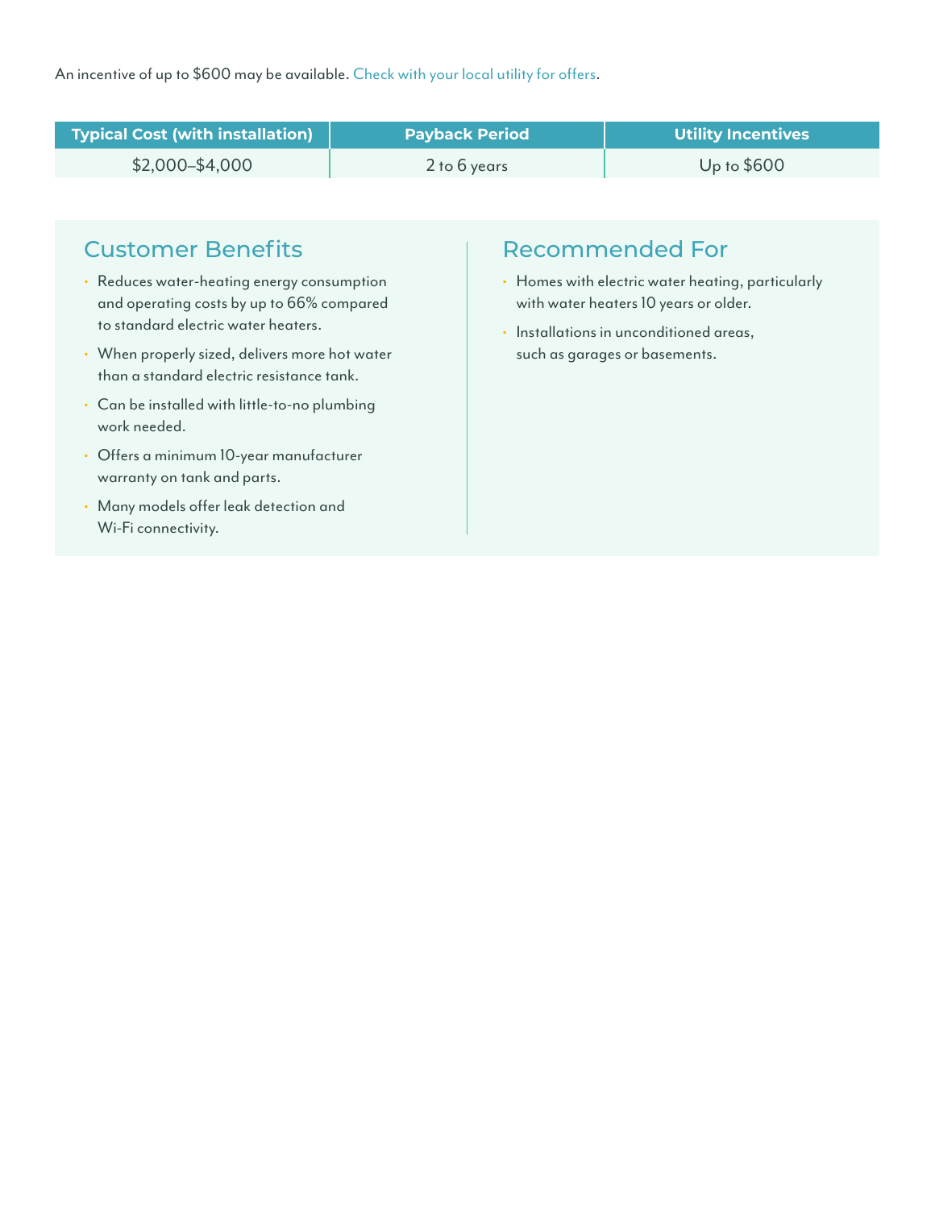An incentive of up to $600 may be available. Check with your local utility for offers.

| Typical Cost (with installation) | Payback Period | Utility Incentives |
| --- | --- | --- |
| $2,000–$4,000 | 2 to 6 years | Up to $600 |

## Customer Benefits

- Reduces water-heating energy consumption and operating costs by up to 66% compared to standard electric water heaters.
- When properly sized, delivers more hot water than a standard electric resistance tank.
- Can be installed with little-to-no plumbing work needed.
- Offers a minimum 10-year manufacturer warranty on tank and parts.
- Many models offer leak detection and Wi-Fi connectivity.

## Recommended For

- Homes with electric water heating, particularly with water heaters 10 years or older.
- Installations in unconditioned areas, such as garages or basements.